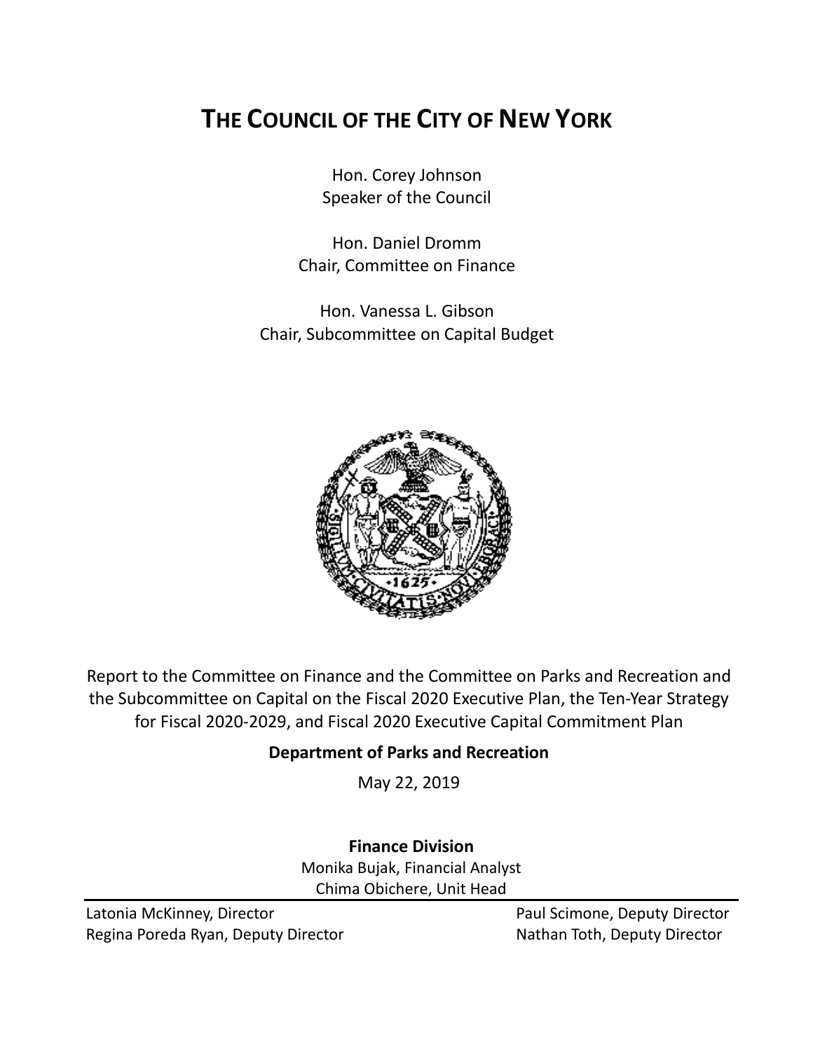# THE COUNCIL OF THE CITY OF NEW YORK

Hon. Corey Johnson
Speaker of the Council

Hon. Daniel Dromm
Chair, Committee on Finance

Hon. Vanessa L. Gibson
Chair, Subcommittee on Capital Budget

Report to the Committee on Finance and the Committee on Parks and Recreation and the Subcommittee on Capital on the Fiscal 2020 Executive Plan, the Ten-Year Strategy for Fiscal 2020-2029, and Fiscal 2020 Executive Capital Commitment Plan

**Department of Parks and Recreation**

May 22, 2019

**Finance Division**

Monika Bujak, Financial Analyst
Chima Obichere, Unit Head

Latonia McKinney, Director
Regina Poreda Ryan, Deputy Director
Paul Scimone, Deputy Director
Nathan Toth, Deputy Director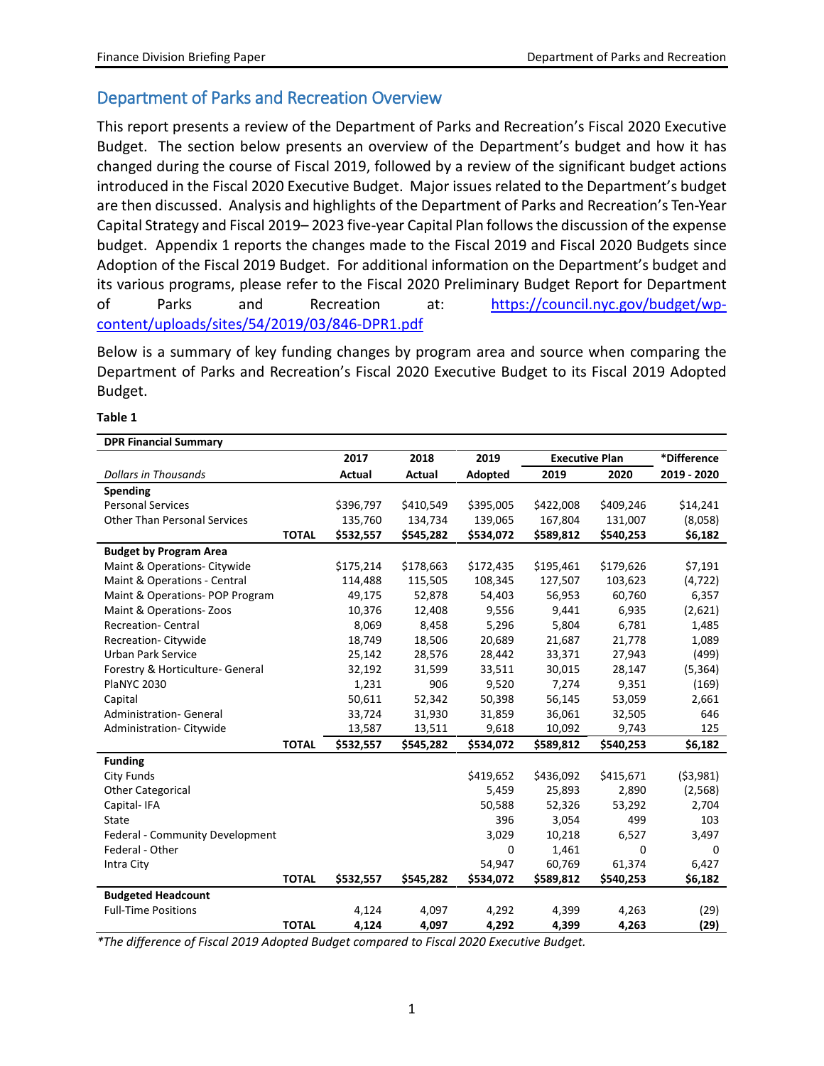## Department of Parks and Recreation Overview

This report presents a review of the Department of Parks and Recreation's Fiscal 2020 Executive Budget. The section below presents an overview of the Department's budget and how it has changed during the course of Fiscal 2019, followed by a review of the significant budget actions introduced in the Fiscal 2020 Executive Budget. Major issues related to the Department's budget are then discussed. Analysis and highlights of the Department of Parks and Recreation's Ten-Year Capital Strategy and Fiscal 2019– 2023 five-year Capital Plan follows the discussion of the expense budget. Appendix 1 reports the changes made to the Fiscal 2019 and Fiscal 2020 Budgets since Adoption of the Fiscal 2019 Budget. For additional information on the Department's budget and its various programs, please refer to the Fiscal 2020 Preliminary Budget Report for Department of Parks and Recreation at: https://council.nyc.gov/budget/wp-content/uploads/sites/54/2019/03/846-DPR1.pdf

Below is a summary of key funding changes by program area and source when comparing the Department of Parks and Recreation's Fiscal 2020 Executive Budget to its Fiscal 2019 Adopted Budget.

**Table 1**

| DPR Financial Summary | | | | | | | |
|---|---|---|---|---|---|---|---|
| | | 2017 | 2018 | 2019 | Executive Plan | | *Difference |
| *Dollars in Thousands* | | Actual | Actual | Adopted | 2019 | 2020 | 2019 - 2020 |
| **Spending** | | | | | | | |
| Personal Services | | $396,797 | $410,549 | $395,005 | $422,008 | $409,246 | $14,241 |
| Other Than Personal Services | | 135,760 | 134,734 | 139,065 | 167,804 | 131,007 | (8,058) |
| | **TOTAL** | **$532,557** | **$545,282** | **$534,072** | **$589,812** | **$540,253** | **$6,182** |
| **Budget by Program Area** | | | | | | | |
| Maint & Operations- Citywide | | $175,214 | $178,663 | $172,435 | $195,461 | $179,626 | $7,191 |
| Maint & Operations - Central | | 114,488 | 115,505 | 108,345 | 127,507 | 103,623 | (4,722) |
| Maint & Operations- POP Program | | 49,175 | 52,878 | 54,403 | 56,953 | 60,760 | 6,357 |
| Maint & Operations- Zoos | | 10,376 | 12,408 | 9,556 | 9,441 | 6,935 | (2,621) |
| Recreation- Central | | 8,069 | 8,458 | 5,296 | 5,804 | 6,781 | 1,485 |
| Recreation- Citywide | | 18,749 | 18,506 | 20,689 | 21,687 | 21,778 | 1,089 |
| Urban Park Service | | 25,142 | 28,576 | 28,442 | 33,371 | 27,943 | (499) |
| Forestry & Horticulture- General | | 32,192 | 31,599 | 33,511 | 30,015 | 28,147 | (5,364) |
| PlaNYC 2030 | | 1,231 | 906 | 9,520 | 7,274 | 9,351 | (169) |
| Capital | | 50,611 | 52,342 | 50,398 | 56,145 | 53,059 | 2,661 |
| Administration- General | | 33,724 | 31,930 | 31,859 | 36,061 | 32,505 | 646 |
| Administration- Citywide | | 13,587 | 13,511 | 9,618 | 10,092 | 9,743 | 125 |
| | **TOTAL** | **$532,557** | **$545,282** | **$534,072** | **$589,812** | **$540,253** | **$6,182** |
| **Funding** | | | | | | | |
| City Funds | | | | $419,652 | $436,092 | $415,671 | ($3,981) |
| Other Categorical | | | | 5,459 | 25,893 | 2,890 | (2,568) |
| Capital- IFA | | | | 50,588 | 52,326 | 53,292 | 2,704 |
| State | | | | 396 | 3,054 | 499 | 103 |
| Federal - Community Development | | | | 3,029 | 10,218 | 6,527 | 3,497 |
| Federal - Other | | | | 0 | 1,461 | 0 | 0 |
| Intra City | | | | 54,947 | 60,769 | 61,374 | 6,427 |
| | **TOTAL** | **$532,557** | **$545,282** | **$534,072** | **$589,812** | **$540,253** | **$6,182** |
| **Budgeted Headcount** | | | | | | | |
| Full-Time Positions | | 4,124 | 4,097 | 4,292 | 4,399 | 4,263 | (29) |
| | **TOTAL** | **4,124** | **4,097** | **4,292** | **4,399** | **4,263** | **(29)** |

*\*The difference of Fiscal 2019 Adopted Budget compared to Fiscal 2020 Executive Budget.*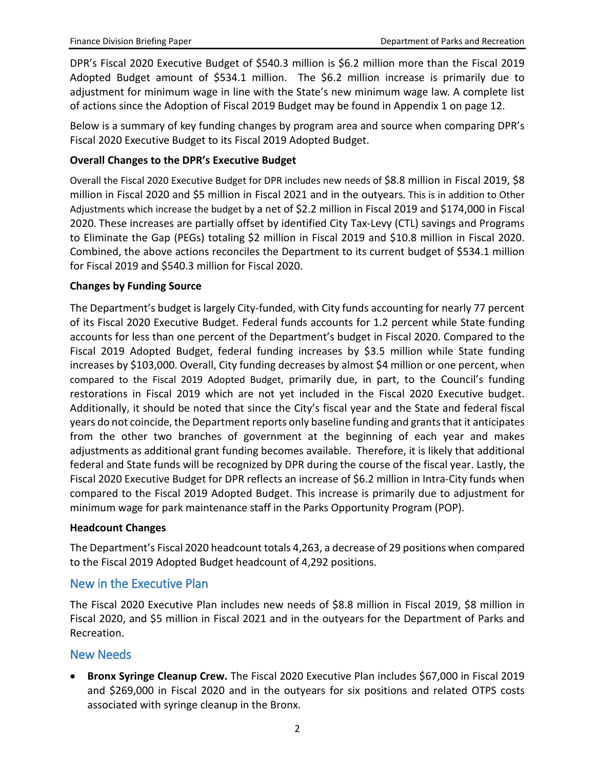DPR's Fiscal 2020 Executive Budget of $540.3 million is $6.2 million more than the Fiscal 2019 Adopted Budget amount of $534.1 million. The $6.2 million increase is primarily due to adjustment for minimum wage in line with the State's new minimum wage law. A complete list of actions since the Adoption of Fiscal 2019 Budget may be found in Appendix 1 on page 12.

Below is a summary of key funding changes by program area and source when comparing DPR's Fiscal 2020 Executive Budget to its Fiscal 2019 Adopted Budget.

**Overall Changes to the DPR's Executive Budget**

Overall the Fiscal 2020 Executive Budget for DPR includes new needs of $8.8 million in Fiscal 2019, $8 million in Fiscal 2020 and $5 million in Fiscal 2021 and in the outyears. This is in addition to Other Adjustments which increase the budget by a net of $2.2 million in Fiscal 2019 and $174,000 in Fiscal 2020. These increases are partially offset by identified City Tax-Levy (CTL) savings and Programs to Eliminate the Gap (PEGs) totaling $2 million in Fiscal 2019 and $10.8 million in Fiscal 2020. Combined, the above actions reconciles the Department to its current budget of $534.1 million for Fiscal 2019 and $540.3 million for Fiscal 2020.

**Changes by Funding Source**

The Department's budget is largely City-funded, with City funds accounting for nearly 77 percent of its Fiscal 2020 Executive Budget. Federal funds accounts for 1.2 percent while State funding accounts for less than one percent of the Department's budget in Fiscal 2020. Compared to the Fiscal 2019 Adopted Budget, federal funding increases by $3.5 million while State funding increases by $103,000. Overall, City funding decreases by almost $4 million or one percent, when compared to the Fiscal 2019 Adopted Budget, primarily due, in part, to the Council's funding restorations in Fiscal 2019 which are not yet included in the Fiscal 2020 Executive budget. Additionally, it should be noted that since the City's fiscal year and the State and federal fiscal years do not coincide, the Department reports only baseline funding and grants that it anticipates from the other two branches of government at the beginning of each year and makes adjustments as additional grant funding becomes available. Therefore, it is likely that additional federal and State funds will be recognized by DPR during the course of the fiscal year. Lastly, the Fiscal 2020 Executive Budget for DPR reflects an increase of $6.2 million in Intra-City funds when compared to the Fiscal 2019 Adopted Budget. This increase is primarily due to adjustment for minimum wage for park maintenance staff in the Parks Opportunity Program (POP).

**Headcount Changes**

The Department's Fiscal 2020 headcount totals 4,263, a decrease of 29 positions when compared to the Fiscal 2019 Adopted Budget headcount of 4,292 positions.

## New in the Executive Plan

The Fiscal 2020 Executive Plan includes new needs of $8.8 million in Fiscal 2019, $8 million in Fiscal 2020, and $5 million in Fiscal 2021 and in the outyears for the Department of Parks and Recreation.

## New Needs

- **Bronx Syringe Cleanup Crew.** The Fiscal 2020 Executive Plan includes $67,000 in Fiscal 2019 and $269,000 in Fiscal 2020 and in the outyears for six positions and related OTPS costs associated with syringe cleanup in the Bronx.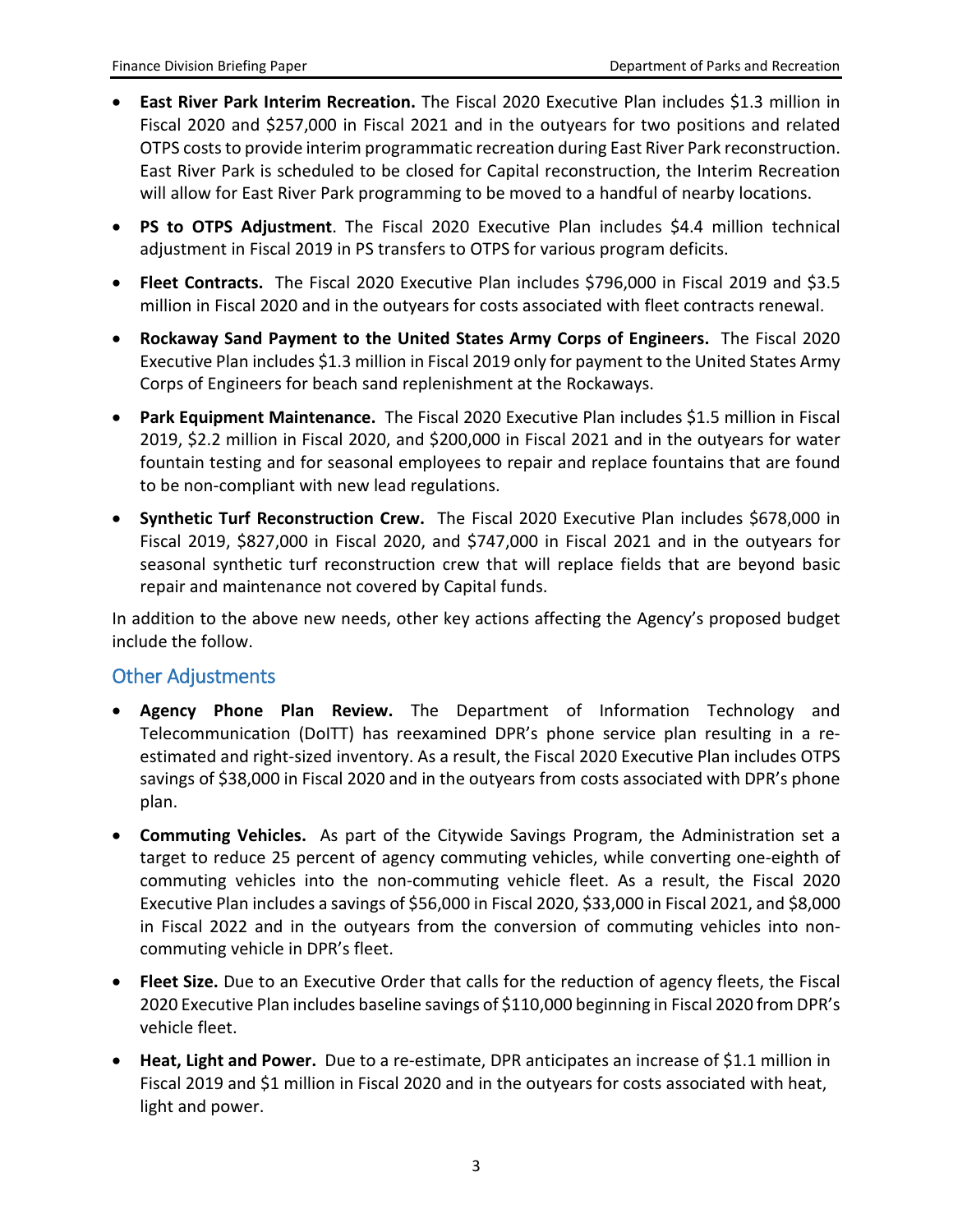- **East River Park Interim Recreation.** The Fiscal 2020 Executive Plan includes $1.3 million in Fiscal 2020 and $257,000 in Fiscal 2021 and in the outyears for two positions and related OTPS costs to provide interim programmatic recreation during East River Park reconstruction. East River Park is scheduled to be closed for Capital reconstruction, the Interim Recreation will allow for East River Park programming to be moved to a handful of nearby locations.

- **PS to OTPS Adjustment**. The Fiscal 2020 Executive Plan includes $4.4 million technical adjustment in Fiscal 2019 in PS transfers to OTPS for various program deficits.

- **Fleet Contracts.** The Fiscal 2020 Executive Plan includes $796,000 in Fiscal 2019 and $3.5 million in Fiscal 2020 and in the outyears for costs associated with fleet contracts renewal.

- **Rockaway Sand Payment to the United States Army Corps of Engineers.** The Fiscal 2020 Executive Plan includes $1.3 million in Fiscal 2019 only for payment to the United States Army Corps of Engineers for beach sand replenishment at the Rockaways.

- **Park Equipment Maintenance.** The Fiscal 2020 Executive Plan includes $1.5 million in Fiscal 2019, $2.2 million in Fiscal 2020, and $200,000 in Fiscal 2021 and in the outyears for water fountain testing and for seasonal employees to repair and replace fountains that are found to be non-compliant with new lead regulations.

- **Synthetic Turf Reconstruction Crew.** The Fiscal 2020 Executive Plan includes $678,000 in Fiscal 2019, $827,000 in Fiscal 2020, and $747,000 in Fiscal 2021 and in the outyears for seasonal synthetic turf reconstruction crew that will replace fields that are beyond basic repair and maintenance not covered by Capital funds.

In addition to the above new needs, other key actions affecting the Agency's proposed budget include the follow.

## Other Adjustments

- **Agency Phone Plan Review.** The Department of Information Technology and Telecommunication (DoITT) has reexamined DPR's phone service plan resulting in a re-estimated and right-sized inventory. As a result, the Fiscal 2020 Executive Plan includes OTPS savings of $38,000 in Fiscal 2020 and in the outyears from costs associated with DPR's phone plan.

- **Commuting Vehicles.** As part of the Citywide Savings Program, the Administration set a target to reduce 25 percent of agency commuting vehicles, while converting one-eighth of commuting vehicles into the non-commuting vehicle fleet. As a result, the Fiscal 2020 Executive Plan includes a savings of $56,000 in Fiscal 2020, $33,000 in Fiscal 2021, and $8,000 in Fiscal 2022 and in the outyears from the conversion of commuting vehicles into non-commuting vehicle in DPR's fleet.

- **Fleet Size.** Due to an Executive Order that calls for the reduction of agency fleets, the Fiscal 2020 Executive Plan includes baseline savings of $110,000 beginning in Fiscal 2020 from DPR's vehicle fleet.

- **Heat, Light and Power.** Due to a re-estimate, DPR anticipates an increase of $1.1 million in Fiscal 2019 and $1 million in Fiscal 2020 and in the outyears for costs associated with heat, light and power.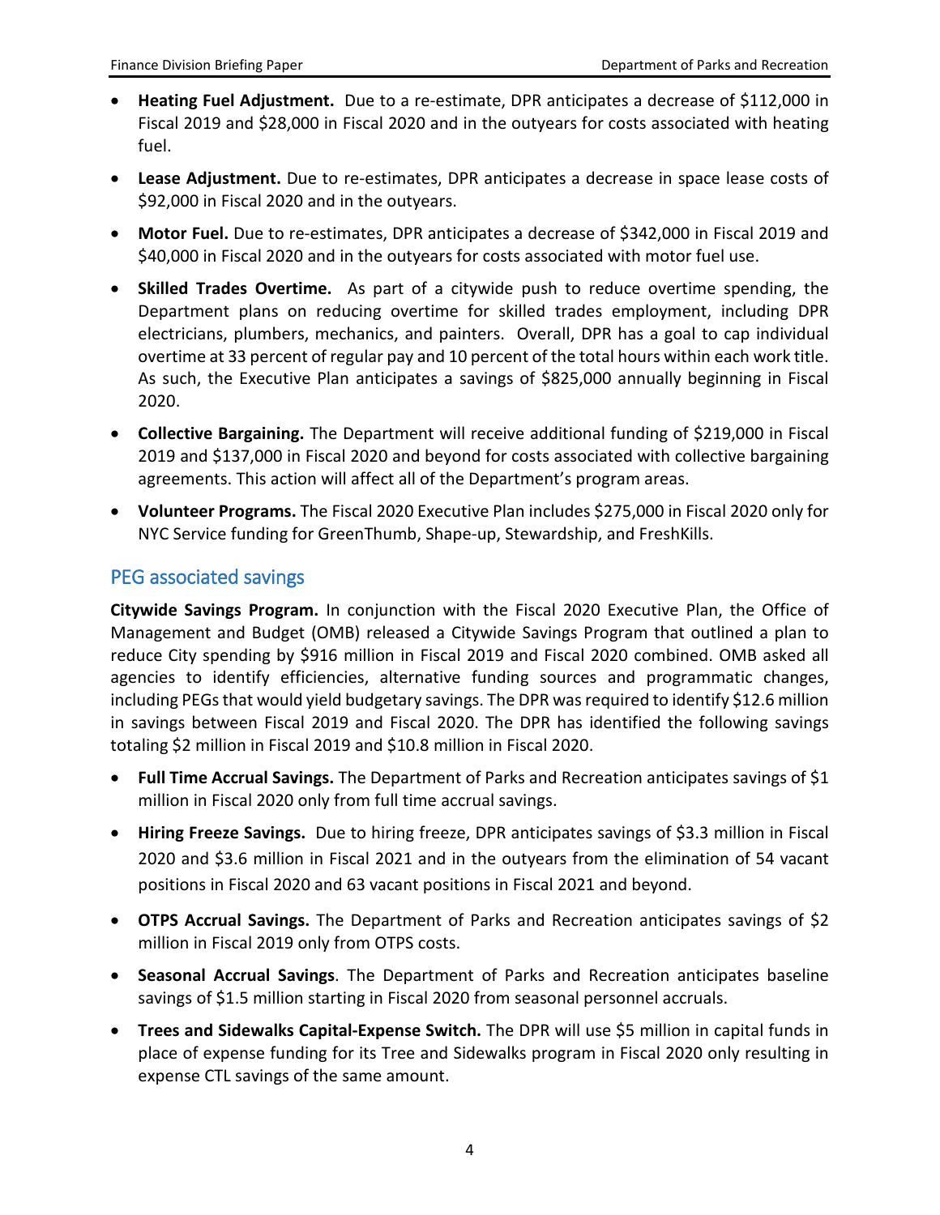- **Heating Fuel Adjustment.** Due to a re-estimate, DPR anticipates a decrease of $112,000 in Fiscal 2019 and $28,000 in Fiscal 2020 and in the outyears for costs associated with heating fuel.
- **Lease Adjustment.** Due to re-estimates, DPR anticipates a decrease in space lease costs of $92,000 in Fiscal 2020 and in the outyears.
- **Motor Fuel.** Due to re-estimates, DPR anticipates a decrease of $342,000 in Fiscal 2019 and $40,000 in Fiscal 2020 and in the outyears for costs associated with motor fuel use.
- **Skilled Trades Overtime.** As part of a citywide push to reduce overtime spending, the Department plans on reducing overtime for skilled trades employment, including DPR electricians, plumbers, mechanics, and painters. Overall, DPR has a goal to cap individual overtime at 33 percent of regular pay and 10 percent of the total hours within each work title. As such, the Executive Plan anticipates a savings of $825,000 annually beginning in Fiscal 2020.
- **Collective Bargaining.** The Department will receive additional funding of $219,000 in Fiscal 2019 and $137,000 in Fiscal 2020 and beyond for costs associated with collective bargaining agreements. This action will affect all of the Department's program areas.
- **Volunteer Programs.** The Fiscal 2020 Executive Plan includes $275,000 in Fiscal 2020 only for NYC Service funding for GreenThumb, Shape-up, Stewardship, and FreshKills.

## PEG associated savings

**Citywide Savings Program.** In conjunction with the Fiscal 2020 Executive Plan, the Office of Management and Budget (OMB) released a Citywide Savings Program that outlined a plan to reduce City spending by $916 million in Fiscal 2019 and Fiscal 2020 combined. OMB asked all agencies to identify efficiencies, alternative funding sources and programmatic changes, including PEGs that would yield budgetary savings. The DPR was required to identify $12.6 million in savings between Fiscal 2019 and Fiscal 2020. The DPR has identified the following savings totaling $2 million in Fiscal 2019 and $10.8 million in Fiscal 2020.

- **Full Time Accrual Savings.** The Department of Parks and Recreation anticipates savings of $1 million in Fiscal 2020 only from full time accrual savings.
- **Hiring Freeze Savings.** Due to hiring freeze, DPR anticipates savings of $3.3 million in Fiscal 2020 and $3.6 million in Fiscal 2021 and in the outyears from the elimination of 54 vacant positions in Fiscal 2020 and 63 vacant positions in Fiscal 2021 and beyond.
- **OTPS Accrual Savings.** The Department of Parks and Recreation anticipates savings of $2 million in Fiscal 2019 only from OTPS costs.
- **Seasonal Accrual Savings**. The Department of Parks and Recreation anticipates baseline savings of $1.5 million starting in Fiscal 2020 from seasonal personnel accruals.
- **Trees and Sidewalks Capital-Expense Switch.** The DPR will use $5 million in capital funds in place of expense funding for its Tree and Sidewalks program in Fiscal 2020 only resulting in expense CTL savings of the same amount.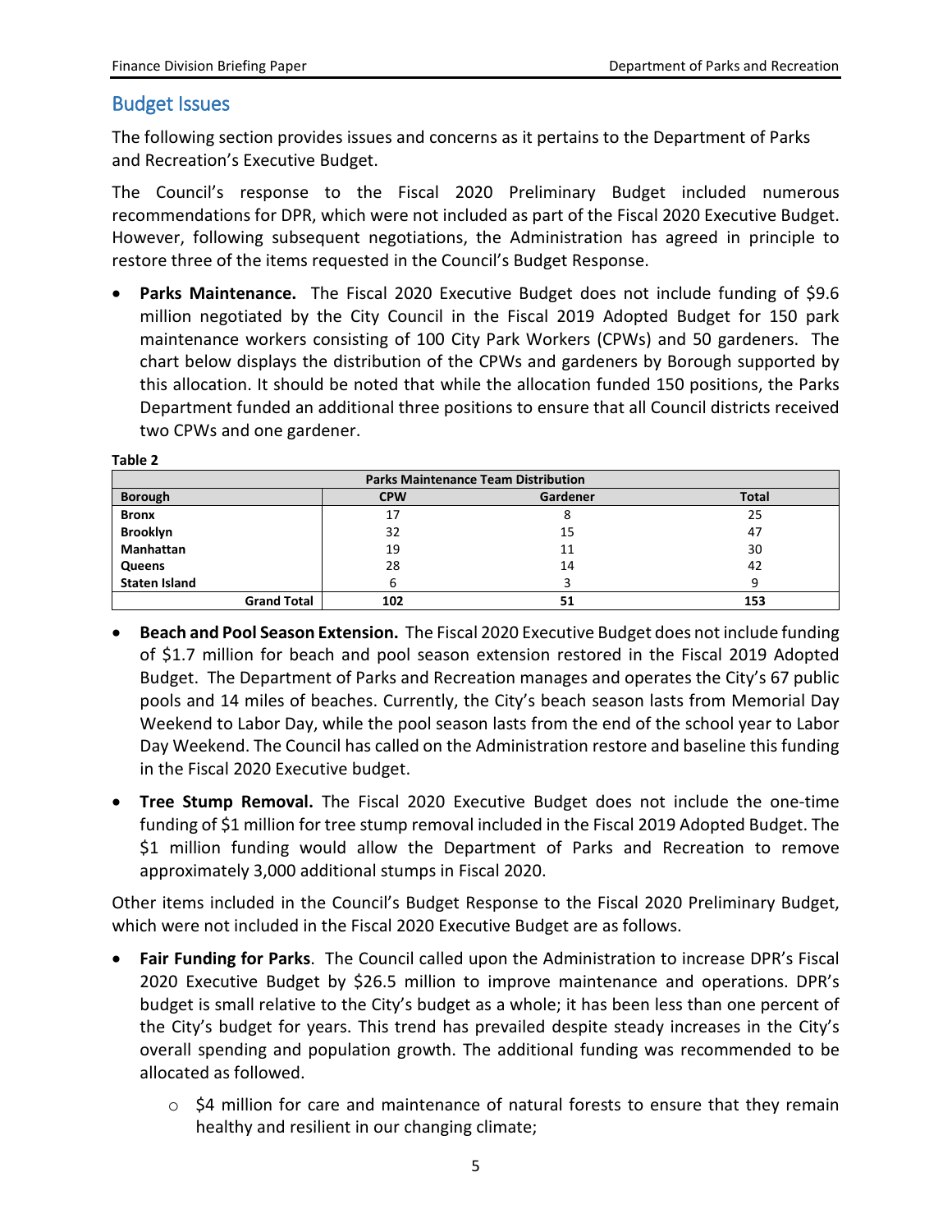## Budget Issues

The following section provides issues and concerns as it pertains to the Department of Parks and Recreation's Executive Budget.

The Council's response to the Fiscal 2020 Preliminary Budget included numerous recommendations for DPR, which were not included as part of the Fiscal 2020 Executive Budget. However, following subsequent negotiations, the Administration has agreed in principle to restore three of the items requested in the Council's Budget Response.

- **Parks Maintenance.** The Fiscal 2020 Executive Budget does not include funding of $9.6 million negotiated by the City Council in the Fiscal 2019 Adopted Budget for 150 park maintenance workers consisting of 100 City Park Workers (CPWs) and 50 gardeners. The chart below displays the distribution of the CPWs and gardeners by Borough supported by this allocation. It should be noted that while the allocation funded 150 positions, the Parks Department funded an additional three positions to ensure that all Council districts received two CPWs and one gardener.

**Table 2**

| Parks Maintenance Team Distribution | | | |
|---|---|---|---|
| **Borough** | **CPW** | **Gardener** | **Total** |
| **Bronx** | 17 | 8 | 25 |
| **Brooklyn** | 32 | 15 | 47 |
| **Manhattan** | 19 | 11 | 30 |
| **Queens** | 28 | 14 | 42 |
| **Staten Island** | 6 | 3 | 9 |
| **Grand Total** | **102** | **51** | **153** |

- **Beach and Pool Season Extension.** The Fiscal 2020 Executive Budget does not include funding of $1.7 million for beach and pool season extension restored in the Fiscal 2019 Adopted Budget. The Department of Parks and Recreation manages and operates the City's 67 public pools and 14 miles of beaches. Currently, the City's beach season lasts from Memorial Day Weekend to Labor Day, while the pool season lasts from the end of the school year to Labor Day Weekend. The Council has called on the Administration restore and baseline this funding in the Fiscal 2020 Executive budget.

- **Tree Stump Removal.** The Fiscal 2020 Executive Budget does not include the one-time funding of $1 million for tree stump removal included in the Fiscal 2019 Adopted Budget. The $1 million funding would allow the Department of Parks and Recreation to remove approximately 3,000 additional stumps in Fiscal 2020.

Other items included in the Council's Budget Response to the Fiscal 2020 Preliminary Budget, which were not included in the Fiscal 2020 Executive Budget are as follows.

- **Fair Funding for Parks**. The Council called upon the Administration to increase DPR's Fiscal 2020 Executive Budget by $26.5 million to improve maintenance and operations. DPR's budget is small relative to the City's budget as a whole; it has been less than one percent of the City's budget for years. This trend has prevailed despite steady increases in the City's overall spending and population growth. The additional funding was recommended to be allocated as followed.
  - $4 million for care and maintenance of natural forests to ensure that they remain healthy and resilient in our changing climate;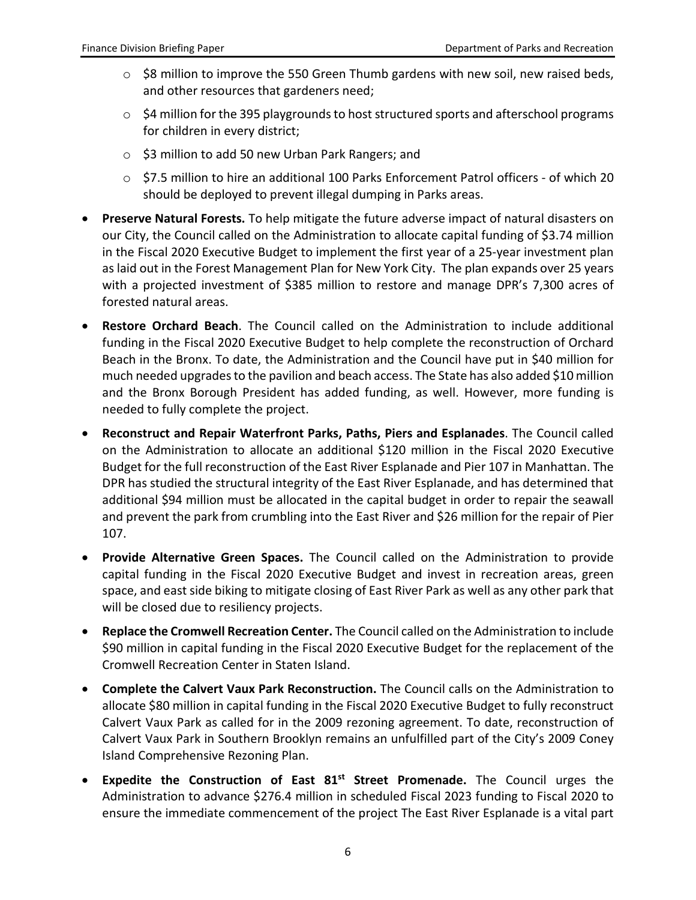- $8 million to improve the 550 Green Thumb gardens with new soil, new raised beds, and other resources that gardeners need;
  - $4 million for the 395 playgrounds to host structured sports and afterschool programs for children in every district;
  - $3 million to add 50 new Urban Park Rangers; and
  - $7.5 million to hire an additional 100 Parks Enforcement Patrol officers - of which 20 should be deployed to prevent illegal dumping in Parks areas.

- **Preserve Natural Forests.** To help mitigate the future adverse impact of natural disasters on our City, the Council called on the Administration to allocate capital funding of $3.74 million in the Fiscal 2020 Executive Budget to implement the first year of a 25-year investment plan as laid out in the Forest Management Plan for New York City. The plan expands over 25 years with a projected investment of $385 million to restore and manage DPR's 7,300 acres of forested natural areas.

- **Restore Orchard Beach**. The Council called on the Administration to include additional funding in the Fiscal 2020 Executive Budget to help complete the reconstruction of Orchard Beach in the Bronx. To date, the Administration and the Council have put in $40 million for much needed upgrades to the pavilion and beach access. The State has also added $10 million and the Bronx Borough President has added funding, as well. However, more funding is needed to fully complete the project.

- **Reconstruct and Repair Waterfront Parks, Paths, Piers and Esplanades**. The Council called on the Administration to allocate an additional $120 million in the Fiscal 2020 Executive Budget for the full reconstruction of the East River Esplanade and Pier 107 in Manhattan. The DPR has studied the structural integrity of the East River Esplanade, and has determined that additional $94 million must be allocated in the capital budget in order to repair the seawall and prevent the park from crumbling into the East River and $26 million for the repair of Pier 107.

- **Provide Alternative Green Spaces.** The Council called on the Administration to provide capital funding in the Fiscal 2020 Executive Budget and invest in recreation areas, green space, and east side biking to mitigate closing of East River Park as well as any other park that will be closed due to resiliency projects.

- **Replace the Cromwell Recreation Center.** The Council called on the Administration to include $90 million in capital funding in the Fiscal 2020 Executive Budget for the replacement of the Cromwell Recreation Center in Staten Island.

- **Complete the Calvert Vaux Park Reconstruction.** The Council calls on the Administration to allocate $80 million in capital funding in the Fiscal 2020 Executive Budget to fully reconstruct Calvert Vaux Park as called for in the 2009 rezoning agreement. To date, reconstruction of Calvert Vaux Park in Southern Brooklyn remains an unfulfilled part of the City's 2009 Coney Island Comprehensive Rezoning Plan.

- **Expedite the Construction of East 81st Street Promenade.** The Council urges the Administration to advance $276.4 million in scheduled Fiscal 2023 funding to Fiscal 2020 to ensure the immediate commencement of the project The East River Esplanade is a vital part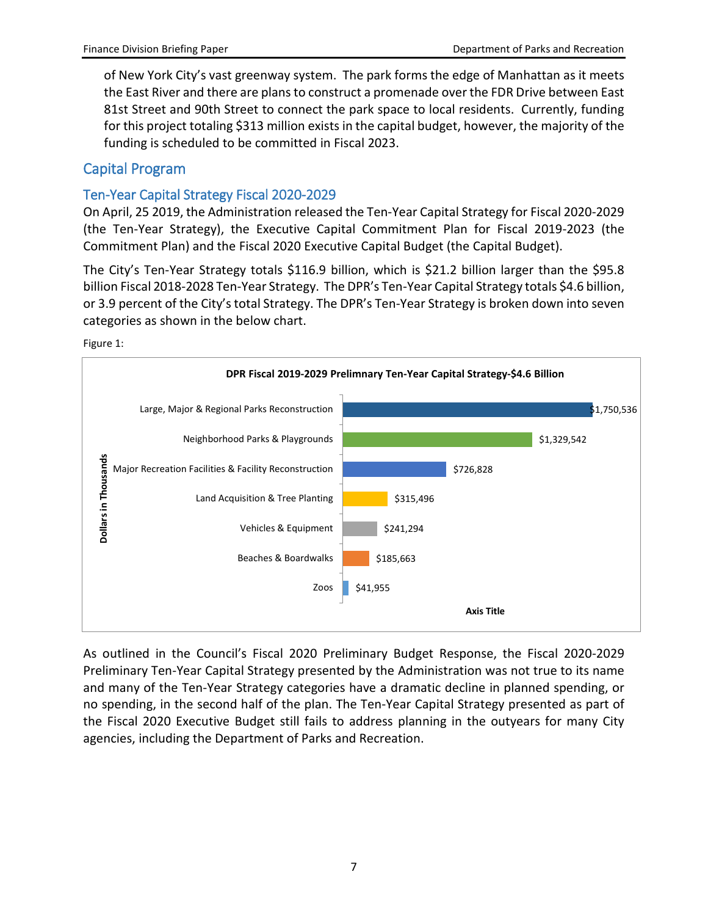of New York City's vast greenway system. The park forms the edge of Manhattan as it meets the East River and there are plans to construct a promenade over the FDR Drive between East 81st Street and 90th Street to connect the park space to local residents. Currently, funding for this project totaling $313 million exists in the capital budget, however, the majority of the funding is scheduled to be committed in Fiscal 2023.

## Capital Program

### Ten-Year Capital Strategy Fiscal 2020-2029

On April, 25 2019, the Administration released the Ten-Year Capital Strategy for Fiscal 2020-2029 (the Ten-Year Strategy), the Executive Capital Commitment Plan for Fiscal 2019-2023 (the Commitment Plan) and the Fiscal 2020 Executive Capital Budget (the Capital Budget).

The City's Ten-Year Strategy totals $116.9 billion, which is $21.2 billion larger than the $95.8 billion Fiscal 2018-2028 Ten-Year Strategy. The DPR's Ten-Year Capital Strategy totals $4.6 billion, or 3.9 percent of the City's total Strategy. The DPR's Ten-Year Strategy is broken down into seven categories as shown in the below chart.

Figure 1:

**DPR Fiscal 2019-2029 Prelimnary Ten-Year Capital Strategy-$4.6 Billion**

| Category (Dollars in Thousands) | Amount |
|---|---|
| Large, Major & Regional Parks Reconstruction | $1,750,536 |
| Neighborhood Parks & Playgrounds | $1,329,542 |
| Major Recreation Facilities & Facility Reconstruction | $726,828 |
| Land Acquisition & Tree Planting | $315,496 |
| Vehicles & Equipment | $241,294 |
| Beaches & Boardwalks | $185,663 |
| Zoos | $41,955 |

As outlined in the Council's Fiscal 2020 Preliminary Budget Response, the Fiscal 2020-2029 Preliminary Ten-Year Capital Strategy presented by the Administration was not true to its name and many of the Ten-Year Strategy categories have a dramatic decline in planned spending, or no spending, in the second half of the plan. The Ten-Year Capital Strategy presented as part of the Fiscal 2020 Executive Budget still fails to address planning in the outyears for many City agencies, including the Department of Parks and Recreation.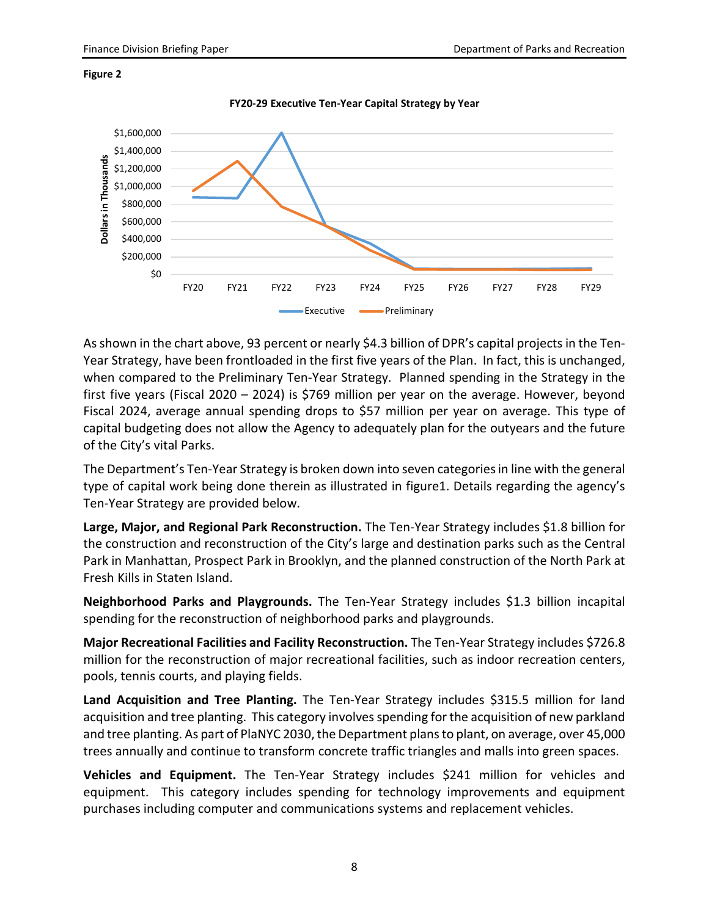**Figure 2**

**FY20-29 Executive Ten-Year Capital Strategy by Year**

As shown in the chart above, 93 percent or nearly $4.3 billion of DPR's capital projects in the Ten-Year Strategy, have been frontloaded in the first five years of the Plan. In fact, this is unchanged, when compared to the Preliminary Ten-Year Strategy. Planned spending in the Strategy in the first five years (Fiscal 2020 – 2024) is $769 million per year on the average. However, beyond Fiscal 2024, average annual spending drops to $57 million per year on average. This type of capital budgeting does not allow the Agency to adequately plan for the outyears and the future of the City's vital Parks.

The Department's Ten-Year Strategy is broken down into seven categories in line with the general type of capital work being done therein as illustrated in figure1. Details regarding the agency's Ten-Year Strategy are provided below.

**Large, Major, and Regional Park Reconstruction.** The Ten-Year Strategy includes $1.8 billion for the construction and reconstruction of the City's large and destination parks such as the Central Park in Manhattan, Prospect Park in Brooklyn, and the planned construction of the North Park at Fresh Kills in Staten Island.

**Neighborhood Parks and Playgrounds.** The Ten-Year Strategy includes $1.3 billion incapital spending for the reconstruction of neighborhood parks and playgrounds.

**Major Recreational Facilities and Facility Reconstruction.** The Ten-Year Strategy includes $726.8 million for the reconstruction of major recreational facilities, such as indoor recreation centers, pools, tennis courts, and playing fields.

**Land Acquisition and Tree Planting.** The Ten-Year Strategy includes $315.5 million for land acquisition and tree planting. This category involves spending for the acquisition of new parkland and tree planting. As part of PlaNYC 2030, the Department plans to plant, on average, over 45,000 trees annually and continue to transform concrete traffic triangles and malls into green spaces.

**Vehicles and Equipment.** The Ten-Year Strategy includes $241 million for vehicles and equipment. This category includes spending for technology improvements and equipment purchases including computer and communications systems and replacement vehicles.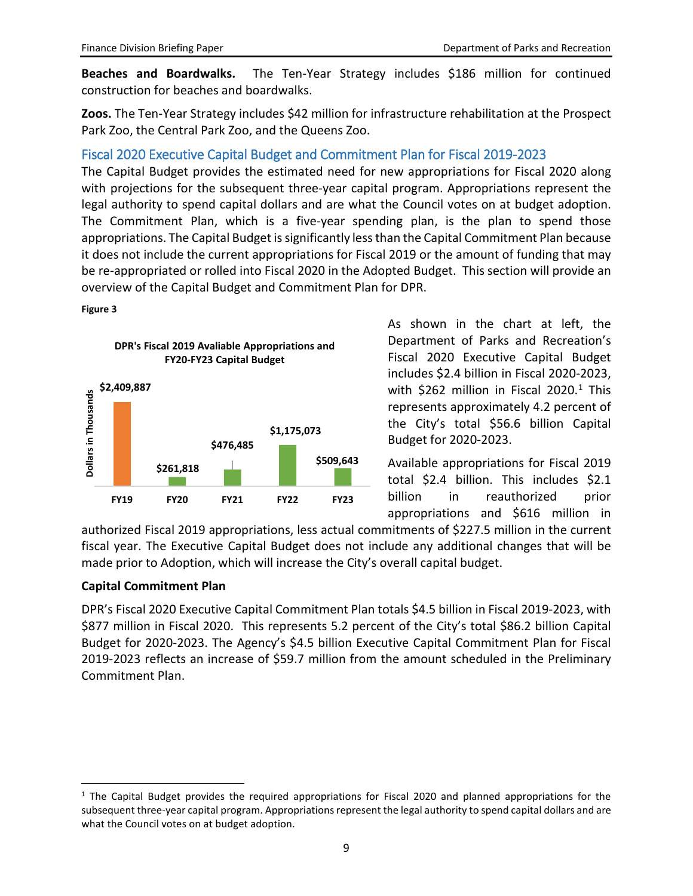**Beaches and Boardwalks.** The Ten-Year Strategy includes $186 million for continued construction for beaches and boardwalks.

**Zoos.** The Ten-Year Strategy includes $42 million for infrastructure rehabilitation at the Prospect Park Zoo, the Central Park Zoo, and the Queens Zoo.

## Fiscal 2020 Executive Capital Budget and Commitment Plan for Fiscal 2019-2023

The Capital Budget provides the estimated need for new appropriations for Fiscal 2020 along with projections for the subsequent three-year capital program. Appropriations represent the legal authority to spend capital dollars and are what the Council votes on at budget adoption. The Commitment Plan, which is a five-year spending plan, is the plan to spend those appropriations. The Capital Budget is significantly less than the Capital Commitment Plan because it does not include the current appropriations for Fiscal 2019 or the amount of funding that may be re-appropriated or rolled into Fiscal 2020 in the Adopted Budget. This section will provide an overview of the Capital Budget and Commitment Plan for DPR.

**Figure 3**

**DPR's Fiscal 2019 Avaliable Appropriations and FY20-FY23 Capital Budget**

| | Dollars in Thousands |
|---|---|
| FY19 | $2,409,887 |
| FY20 | $261,818 |
| FY21 | $476,485 |
| FY22 | $1,175,073 |
| FY23 | $509,643 |

As shown in the chart at left, the Department of Parks and Recreation's Fiscal 2020 Executive Capital Budget includes $2.4 billion in Fiscal 2020-2023, with $262 million in Fiscal 2020.[1] This represents approximately 4.2 percent of the City's total $56.6 billion Capital Budget for 2020-2023.

Available appropriations for Fiscal 2019 total $2.4 billion. This includes $2.1 billion in reauthorized prior appropriations and $616 million in authorized Fiscal 2019 appropriations, less actual commitments of $227.5 million in the current fiscal year. The Executive Capital Budget does not include any additional changes that will be made prior to Adoption, which will increase the City's overall capital budget.

### Capital Commitment Plan

DPR's Fiscal 2020 Executive Capital Commitment Plan totals $4.5 billion in Fiscal 2019-2023, with $877 million in Fiscal 2020. This represents 5.2 percent of the City's total $86.2 billion Capital Budget for 2020-2023. The Agency's $4.5 billion Executive Capital Commitment Plan for Fiscal 2019-2023 reflects an increase of $59.7 million from the amount scheduled in the Preliminary Commitment Plan.

[1] The Capital Budget provides the required appropriations for Fiscal 2020 and planned appropriations for the subsequent three-year capital program. Appropriations represent the legal authority to spend capital dollars and are what the Council votes on at budget adoption.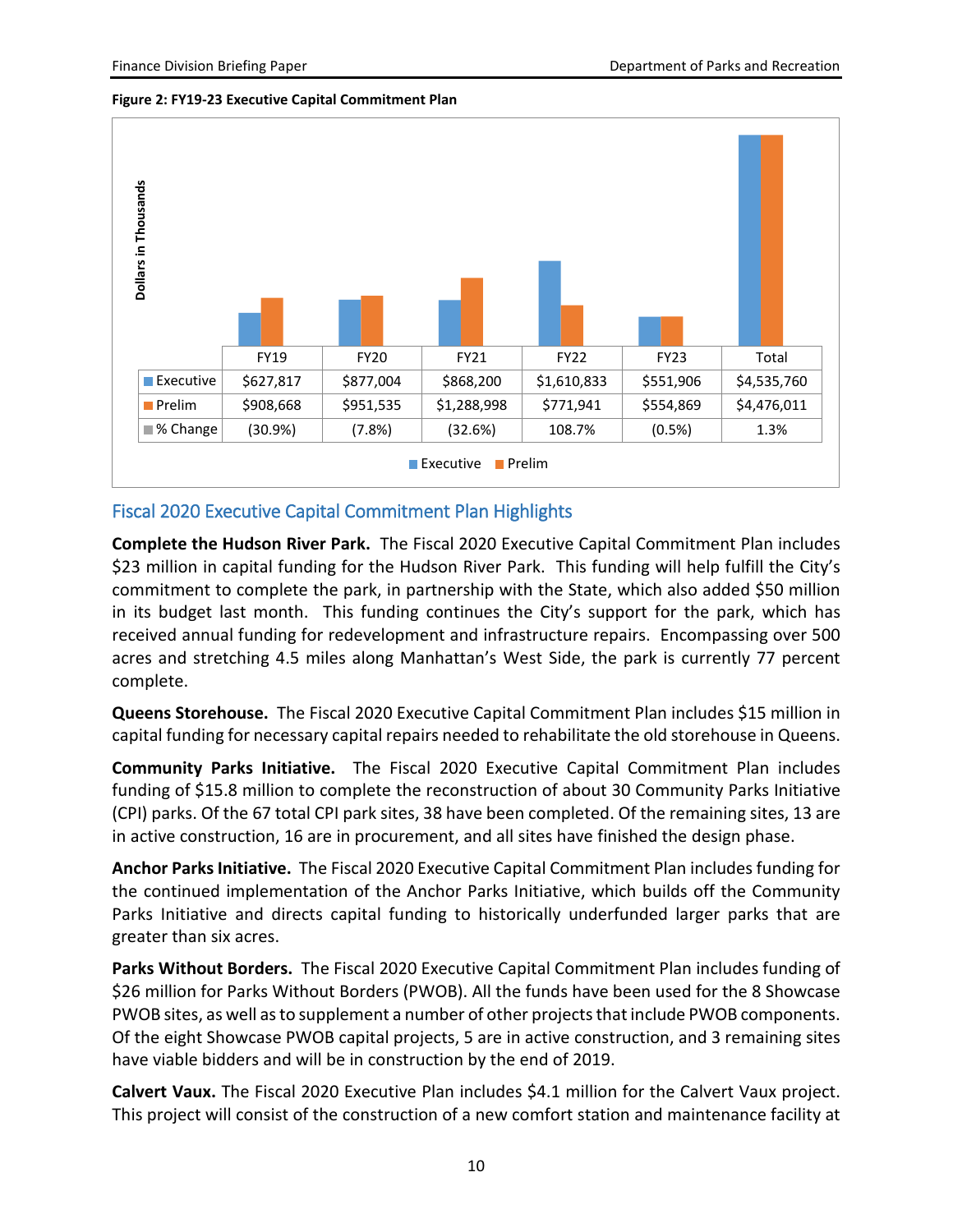**Figure 2: FY19-23 Executive Capital Commitment Plan**

Dollars in Thousands

| | FY19 | FY20 | FY21 | FY22 | FY23 | Total |
|---|---|---|---|---|---|---|
| Executive | $627,817 | $877,004 | $868,200 | $1,610,833 | $551,906 | $4,535,760 |
| Prelim | $908,668 | $951,535 | $1,288,998 | $771,941 | $554,869 | $4,476,011 |
| % Change | (30.9%) | (7.8%) | (32.6%) | 108.7% | (0.5%) | 1.3% |

## Fiscal 2020 Executive Capital Commitment Plan Highlights

**Complete the Hudson River Park.** The Fiscal 2020 Executive Capital Commitment Plan includes $23 million in capital funding for the Hudson River Park. This funding will help fulfill the City's commitment to complete the park, in partnership with the State, which also added $50 million in its budget last month. This funding continues the City's support for the park, which has received annual funding for redevelopment and infrastructure repairs. Encompassing over 500 acres and stretching 4.5 miles along Manhattan's West Side, the park is currently 77 percent complete.

**Queens Storehouse.** The Fiscal 2020 Executive Capital Commitment Plan includes $15 million in capital funding for necessary capital repairs needed to rehabilitate the old storehouse in Queens.

**Community Parks Initiative.** The Fiscal 2020 Executive Capital Commitment Plan includes funding of $15.8 million to complete the reconstruction of about 30 Community Parks Initiative (CPI) parks. Of the 67 total CPI park sites, 38 have been completed. Of the remaining sites, 13 are in active construction, 16 are in procurement, and all sites have finished the design phase.

**Anchor Parks Initiative.** The Fiscal 2020 Executive Capital Commitment Plan includes funding for the continued implementation of the Anchor Parks Initiative, which builds off the Community Parks Initiative and directs capital funding to historically underfunded larger parks that are greater than six acres.

**Parks Without Borders.** The Fiscal 2020 Executive Capital Commitment Plan includes funding of $26 million for Parks Without Borders (PWOB). All the funds have been used for the 8 Showcase PWOB sites, as well as to supplement a number of other projects that include PWOB components. Of the eight Showcase PWOB capital projects, 5 are in active construction, and 3 remaining sites have viable bidders and will be in construction by the end of 2019.

**Calvert Vaux.** The Fiscal 2020 Executive Plan includes $4.1 million for the Calvert Vaux project. This project will consist of the construction of a new comfort station and maintenance facility at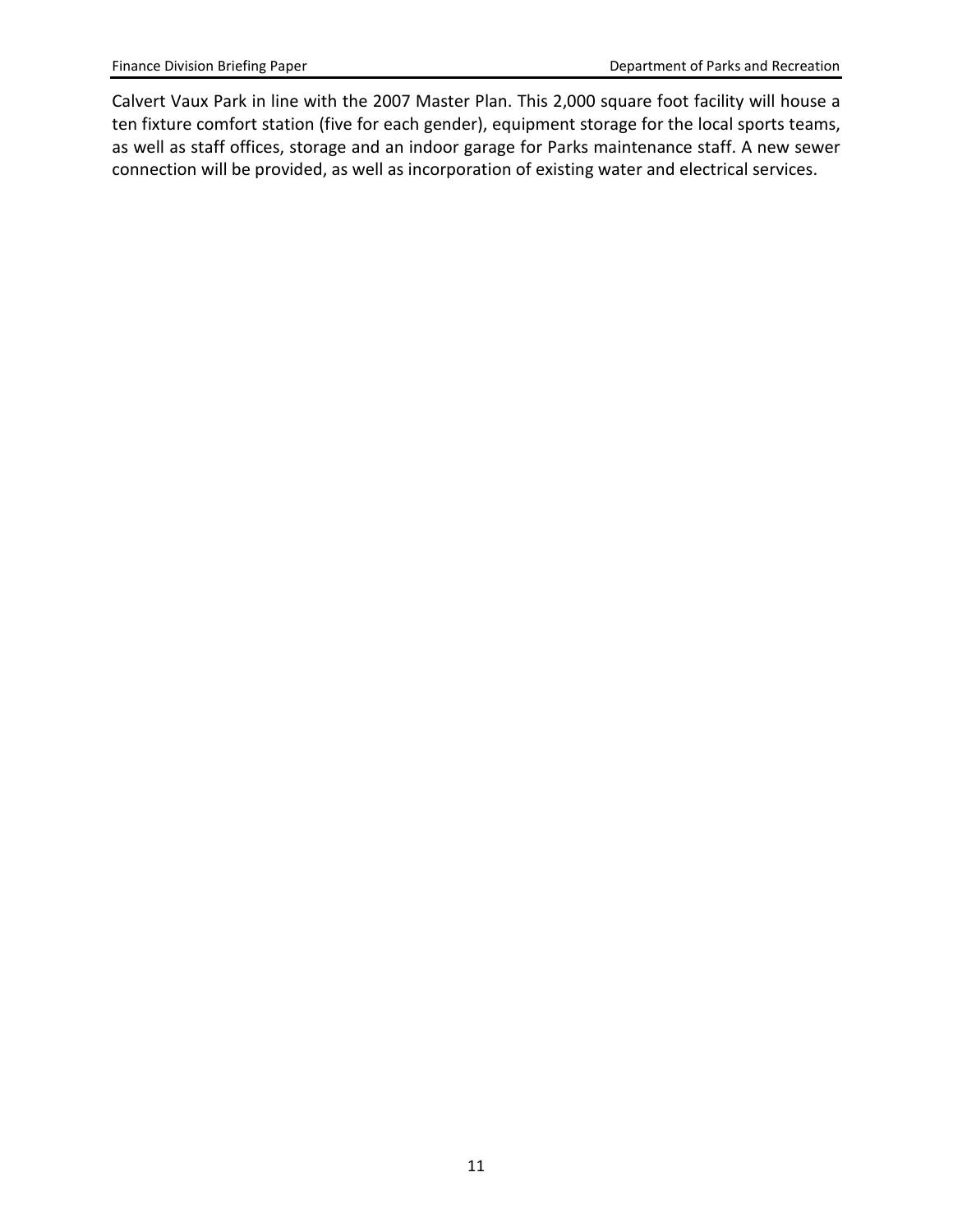Calvert Vaux Park in line with the 2007 Master Plan. This 2,000 square foot facility will house a ten fixture comfort station (five for each gender), equipment storage for the local sports teams, as well as staff offices, storage and an indoor garage for Parks maintenance staff. A new sewer connection will be provided, as well as incorporation of existing water and electrical services.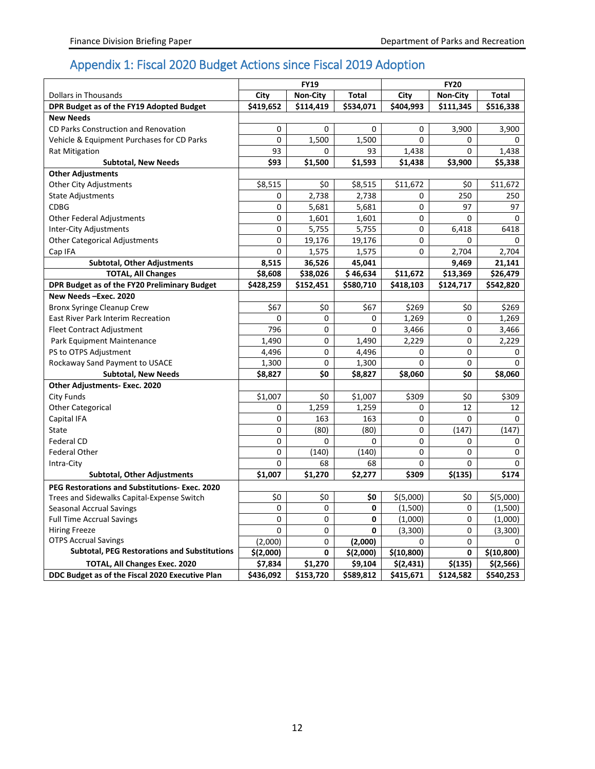## Appendix 1: Fiscal 2020 Budget Actions since Fiscal 2019 Adoption

| | FY19 | | | FY20 | | |
|---|---|---|---|---|---|---|
| Dollars in Thousands | City | Non-City | Total | City | Non-City | Total |
| **DPR Budget as of the FY19 Adopted Budget** | **$419,652** | **$114,419** | **$534,071** | **$404,993** | **$111,345** | **$516,338** |
| **New Needs** | | | | | | |
| CD Parks Construction and Renovation | 0 | 0 | 0 | 0 | 3,900 | 3,900 |
| Vehicle & Equipment Purchases for CD Parks | 0 | 1,500 | 1,500 | 0 | 0 | 0 |
| Rat Mitigation | 93 | 0 | 93 | 1,438 | 0 | 1,438 |
| **Subtotal, New Needs** | **$93** | **$1,500** | **$1,593** | **$1,438** | **$3,900** | **$5,338** |
| **Other Adjustments** | | | | | | |
| Other City Adjustments | $8,515 | $0 | $8,515 | $11,672 | $0 | $11,672 |
| State Adjustments | 0 | 2,738 | 2,738 | 0 | 250 | 250 |
| CDBG | 0 | 5,681 | 5,681 | 0 | 97 | 97 |
| Other Federal Adjustments | 0 | 1,601 | 1,601 | 0 | 0 | 0 |
| Inter-City Adjustments | 0 | 5,755 | 5,755 | 0 | 6,418 | 6418 |
| Other Categorical Adjustments | 0 | 19,176 | 19,176 | 0 | 0 | 0 |
| Cap IFA | 0 | 1,575 | 1,575 | 0 | 2,704 | 2,704 |
| **Subtotal, Other Adjustments** | **8,515** | **36,526** | **45,041** | | **9,469** | **21,141** |
| **TOTAL, All Changes** | **$8,608** | **$38,026** | **$ 46,634** | **$11,672** | **$13,369** | **$26,479** |
| **DPR Budget as of the FY20 Preliminary Budget** | **$428,259** | **$152,451** | **$580,710** | **$418,103** | **$124,717** | **$542,820** |
| **New Needs –Exec. 2020** | | | | | | |
| Bronx Syringe Cleanup Crew | $67 | $0 | $67 | $269 | $0 | $269 |
| East River Park Interim Recreation | 0 | 0 | 0 | 1,269 | 0 | 1,269 |
| Fleet Contract Adjustment | 796 | 0 | 0 | 3,466 | 0 | 3,466 |
| Park Equipment Maintenance | 1,490 | 0 | 1,490 | 2,229 | 0 | 2,229 |
| PS to OTPS Adjustment | 4,496 | 0 | 4,496 | 0 | 0 | 0 |
| Rockaway Sand Payment to USACE | 1,300 | 0 | 1,300 | 0 | 0 | 0 |
| **Subtotal, New Needs** | **$8,827** | **$0** | **$8,827** | **$8,060** | **$0** | **$8,060** |
| **Other Adjustments- Exec. 2020** | | | | | | |
| City Funds | $1,007 | $0 | $1,007 | $309 | $0 | $309 |
| Other Categorical | 0 | 1,259 | 1,259 | 0 | 12 | 12 |
| Capital IFA | 0 | 163 | 163 | 0 | 0 | 0 |
| State | 0 | (80) | (80) | 0 | (147) | (147) |
| Federal CD | 0 | 0 | 0 | 0 | 0 | 0 |
| Federal Other | 0 | (140) | (140) | 0 | 0 | 0 |
| Intra-City | 0 | 68 | 68 | 0 | 0 | 0 |
| **Subtotal, Other Adjustments** | **$1,007** | **$1,270** | **$2,277** | **$309** | **$(135)** | **$174** |
| **PEG Restorations and Substitutions- Exec. 2020** | | | | | | |
| Trees and Sidewalks Capital-Expense Switch | $0 | $0 | **$0** | $(5,000) | $0 | $(5,000) |
| Seasonal Accrual Savings | 0 | 0 | **0** | (1,500) | 0 | (1,500) |
| Full Time Accrual Savings | 0 | 0 | **0** | (1,000) | 0 | (1,000) |
| Hiring Freeze | 0 | 0 | **0** | (3,300) | 0 | (3,300) |
| OTPS Accrual Savings | (2,000) | 0 | **(2,000)** | 0 | 0 | 0 |
| **Subtotal, PEG Restorations and Substitutions** | **$(2,000)** | **0** | **$(2,000)** | **$(10,800)** | **0** | **$(10,800)** |
| **TOTAL, All Changes Exec. 2020** | **$7,834** | **$1,270** | **$9,104** | **$(2,431)** | **$(135)** | **$(2,566)** |
| **DDC Budget as of the Fiscal 2020 Executive Plan** | **$436,092** | **$153,720** | **$589,812** | **$415,671** | **$124,582** | **$540,253** |